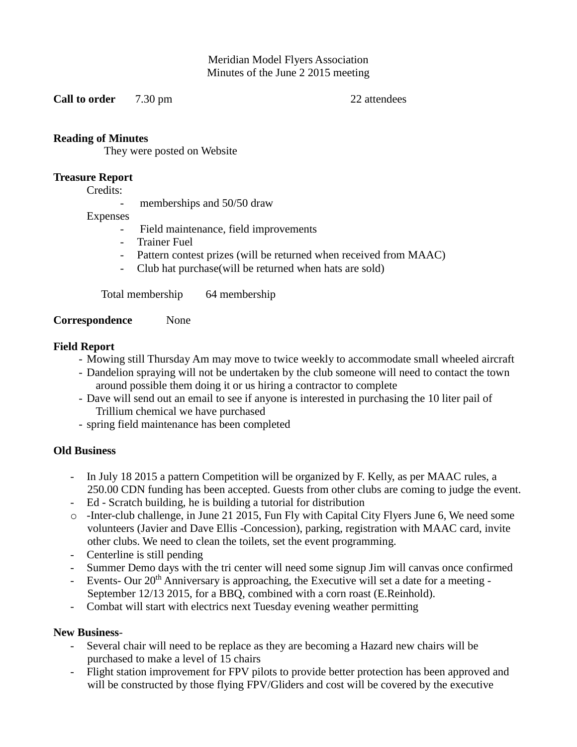Meridian Model Flyers Association
Minutes of the June 2 2015 meeting

**Call to order** 7.30 pm 22 attendees

**Reading of Minutes**

They were posted on Website

**Treasure Report**

Credits:

- memberships and 50/50 draw

Expenses

- Field maintenance, field improvements
- Trainer Fuel
- Pattern contest prizes (will be returned when received from MAAC)
- Club hat purchase(will be returned when hats are sold)

Total membership 64 membership

**Correspondence** None

**Field Report**

- Mowing still Thursday Am may move to twice weekly to accommodate small wheeled aircraft
- Dandelion spraying will not be undertaken by the club someone will need to contact the town around possible them doing it or us hiring a contractor to complete
- Dave will send out an email to see if anyone is interested in purchasing the 10 liter pail of Trillium chemical we have purchased
- spring field maintenance has been completed

**Old Business**

- In July 18 2015 a pattern Competition will be organized by F. Kelly, as per MAAC rules, a 250.00 CDN funding has been accepted. Guests from other clubs are coming to judge the event.
- Ed - Scratch building, he is building a tutorial for distribution
- o -Inter-club challenge, in June 21 2015, Fun Fly with Capital City Flyers June 6, We need some volunteers (Javier and Dave Ellis -Concession), parking, registration with MAAC card, invite other clubs. We need to clean the toilets, set the event programming.
- Centerline is still pending
- Summer Demo days with the tri center will need some signup Jim will canvas once confirmed
- Events- Our 20th Anniversary is approaching, the Executive will set a date for a meeting - September 12/13 2015, for a BBQ, combined with a corn roast (E.Reinhold).
- Combat will start with electrics next Tuesday evening weather permitting

**New Business**-

- Several chair will need to be replace as they are becoming a Hazard new chairs will be purchased to make a level of 15 chairs
- Flight station improvement for FPV pilots to provide better protection has been approved and will be constructed by those flying FPV/Gliders and cost will be covered by the executive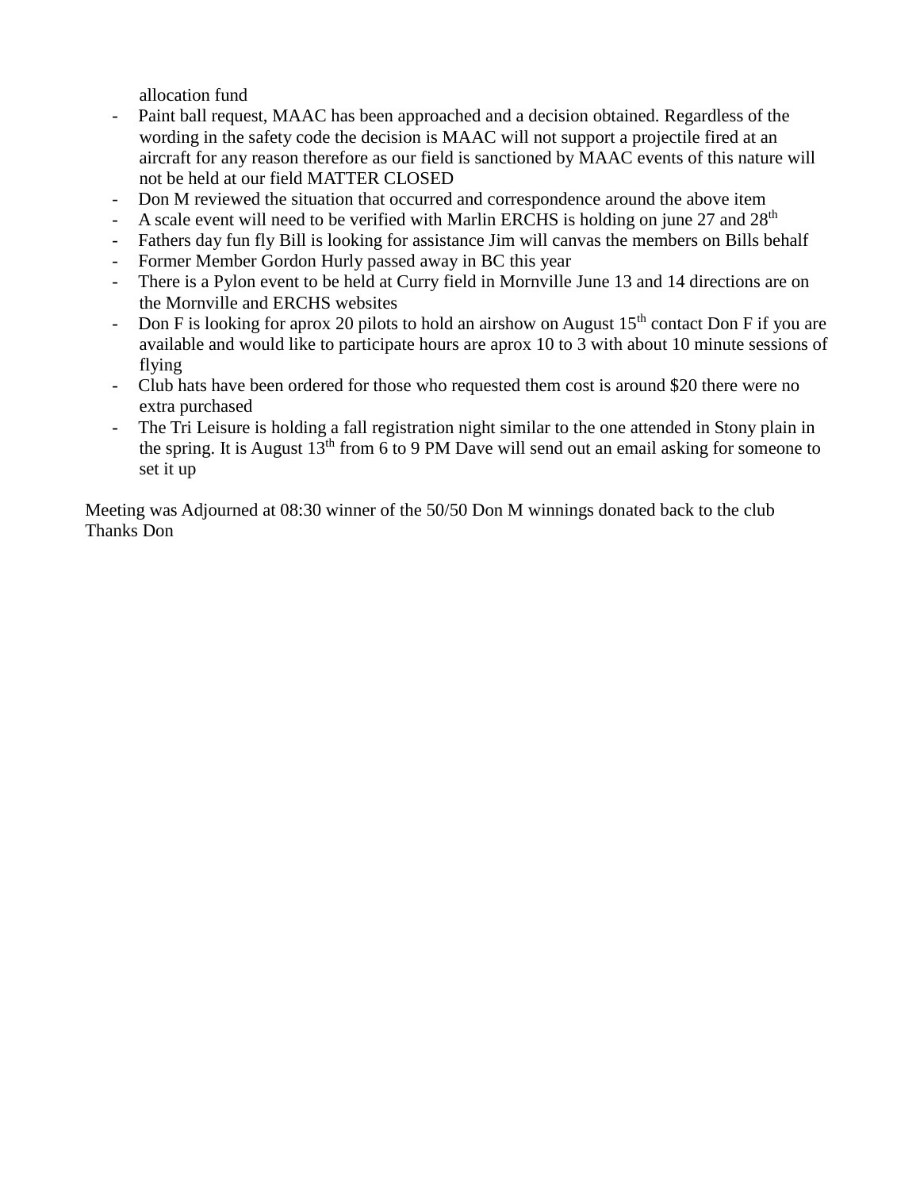allocation fund

- Paint ball request, MAAC has been approached and a decision obtained. Regardless of the wording in the safety code the decision is MAAC will not support a projectile fired at an aircraft for any reason therefore as our field is sanctioned by MAAC events of this nature will not be held at our field MATTER CLOSED
- Don M reviewed the situation that occurred and correspondence around the above item
- A scale event will need to be verified with Marlin ERCHS is holding on june 27 and 28th
- Fathers day fun fly Bill is looking for assistance Jim will canvas the members on Bills behalf
- Former Member Gordon Hurly passed away in BC this year
- There is a Pylon event to be held at Curry field in Mornville June 13 and 14 directions are on the Mornville and ERCHS websites
- Don F is looking for aprox 20 pilots to hold an airshow on August 15th contact Don F if you are available and would like to participate hours are aprox 10 to 3 with about 10 minute sessions of flying
- Club hats have been ordered for those who requested them cost is around $20 there were no extra purchased
- The Tri Leisure is holding a fall registration night similar to the one attended in Stony plain in the spring. It is August 13th from 6 to 9 PM Dave will send out an email asking for someone to set it up

Meeting was Adjourned at 08:30 winner of the 50/50 Don M winnings donated back to the club Thanks Don